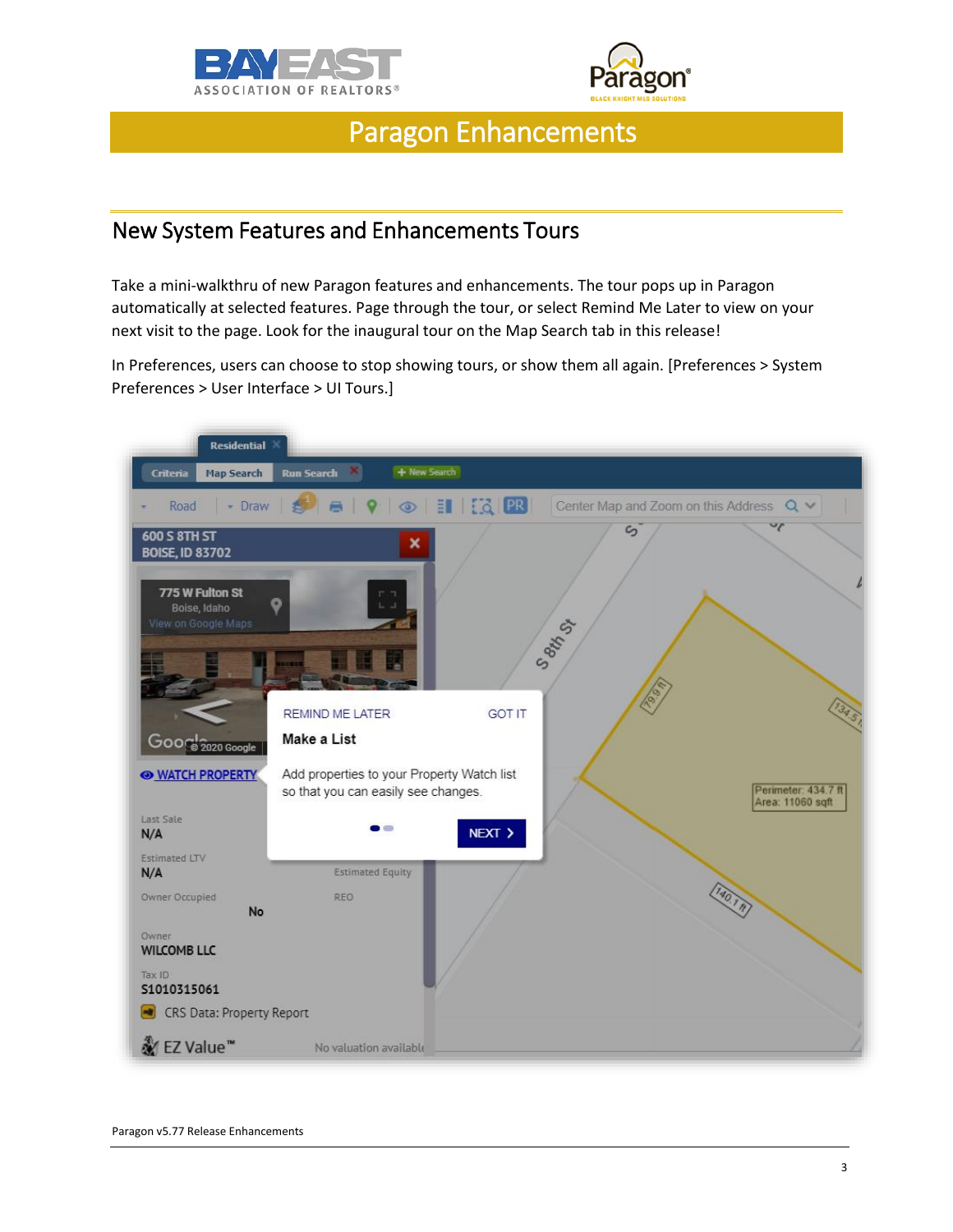# Paragon Enhancements

## New System Features and Enhancements Tours

Take a mini-walkthru of new Paragon features and enhancements. The tour pops up in Paragon automatically at selected features. Page through the tour, or select Remind Me Later to view on your next visit to the page. Look for the inaugural tour on the Map Search tab in this release!

In Preferences, users can choose to stop showing tours, or show them all again. [Preferences > System Preferences > User Interface > UI Tours.]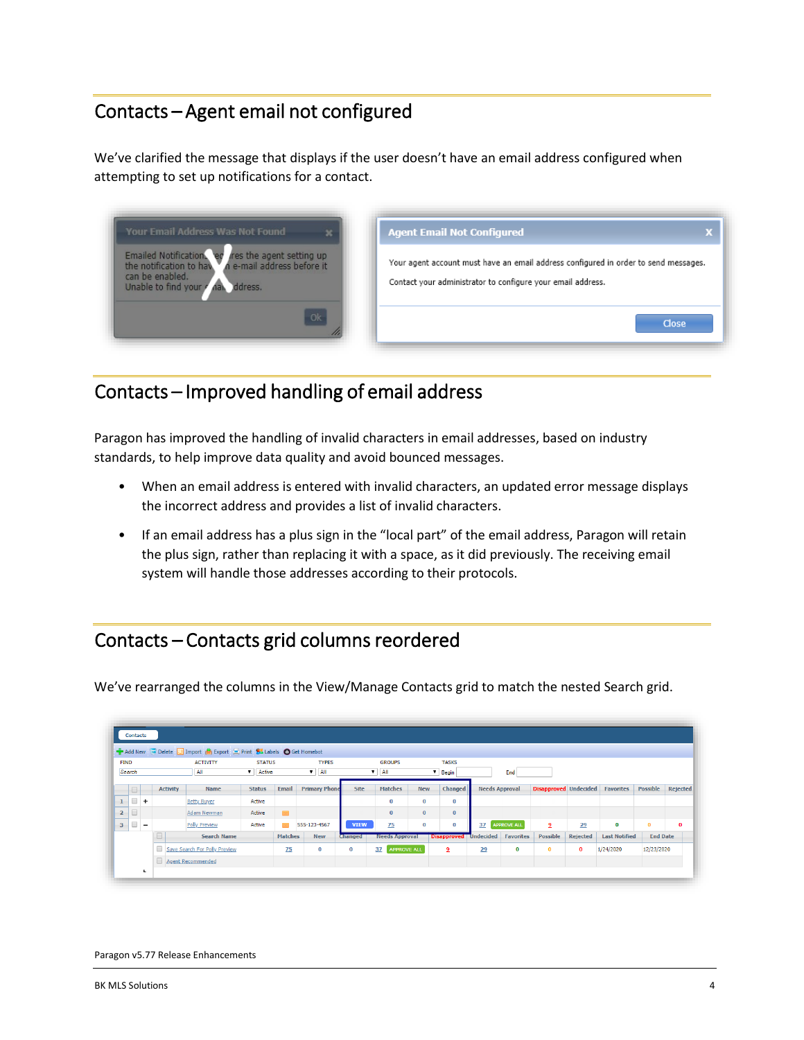# Contacts – Agent email not configured

We've clarified the message that displays if the user doesn't have an email address configured when attempting to set up notifications for a contact.

# Contacts – Improved handling of email address

Paragon has improved the handling of invalid characters in email addresses, based on industry standards, to help improve data quality and avoid bounced messages.

- When an email address is entered with invalid characters, an updated error message displays the incorrect address and provides a list of invalid characters.
- If an email address has a plus sign in the "local part" of the email address, Paragon will retain the plus sign, rather than replacing it with a space, as it did previously. The receiving email system will handle those addresses according to their protocols.

# Contacts – Contacts grid columns reordered

We've rearranged the columns in the View/Manage Contacts grid to match the nested Search grid.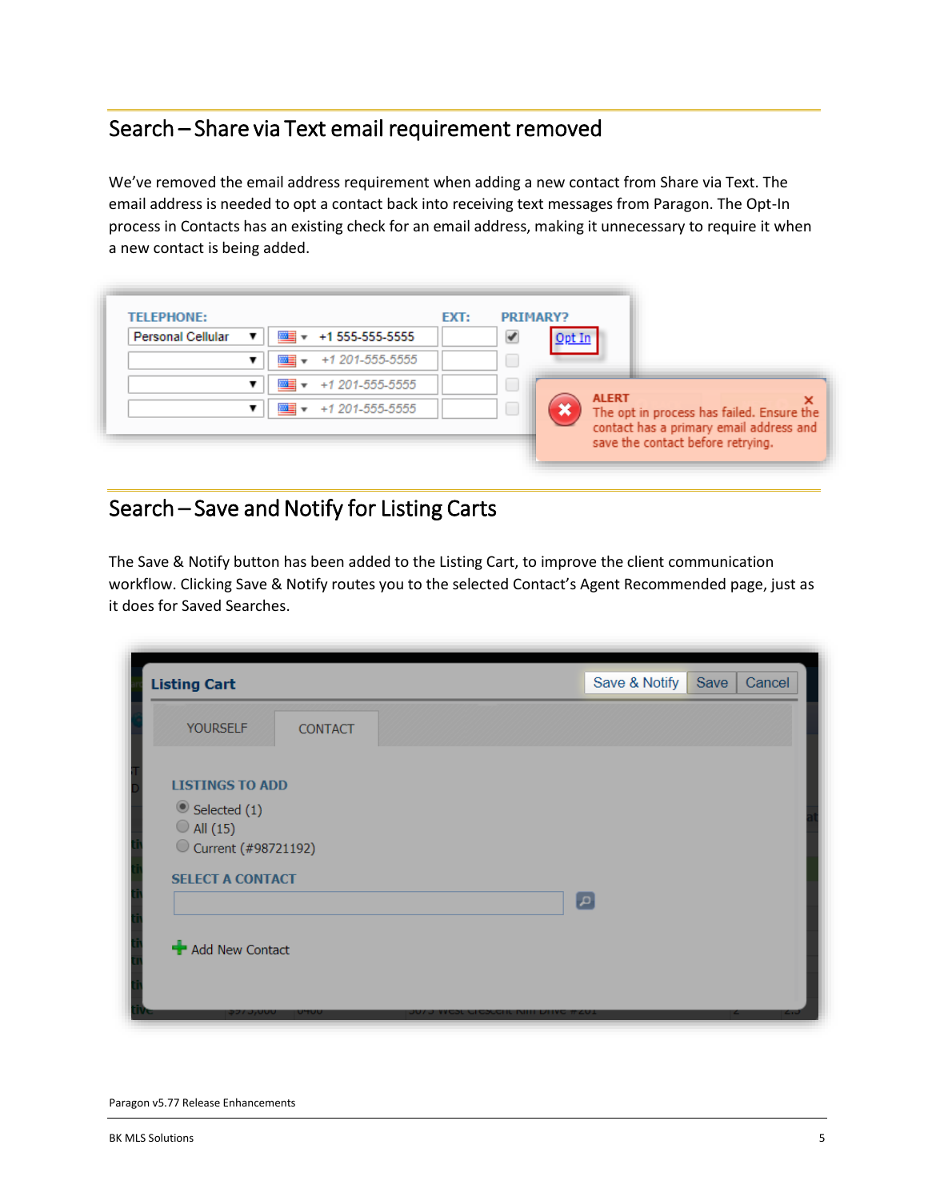## Search – Share via Text email requirement removed

We've removed the email address requirement when adding a new contact from Share via Text. The email address is needed to opt a contact back into receiving text messages from Paragon. The Opt-In process in Contacts has an existing check for an email address, making it unnecessary to require it when a new contact is being added.

## Search – Save and Notify for Listing Carts

The Save & Notify button has been added to the Listing Cart, to improve the client communication workflow. Clicking Save & Notify routes you to the selected Contact's Agent Recommended page, just as it does for Saved Searches.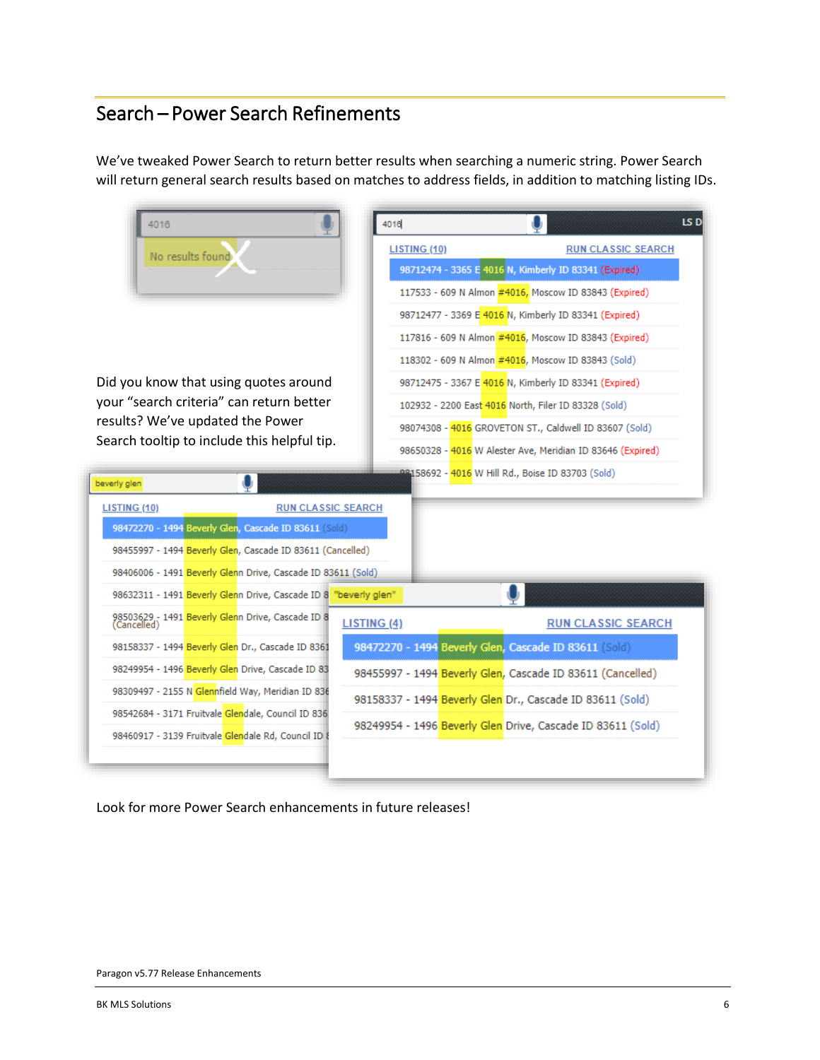# Search – Power Search Refinements

We've tweaked Power Search to return better results when searching a numeric string. Power Search will return general search results based on matches to address fields, in addition to matching listing IDs.

Did you know that using quotes around your "search criteria" can return better results? We've updated the Power Search tooltip to include this helpful tip.

Look for more Power Search enhancements in future releases!